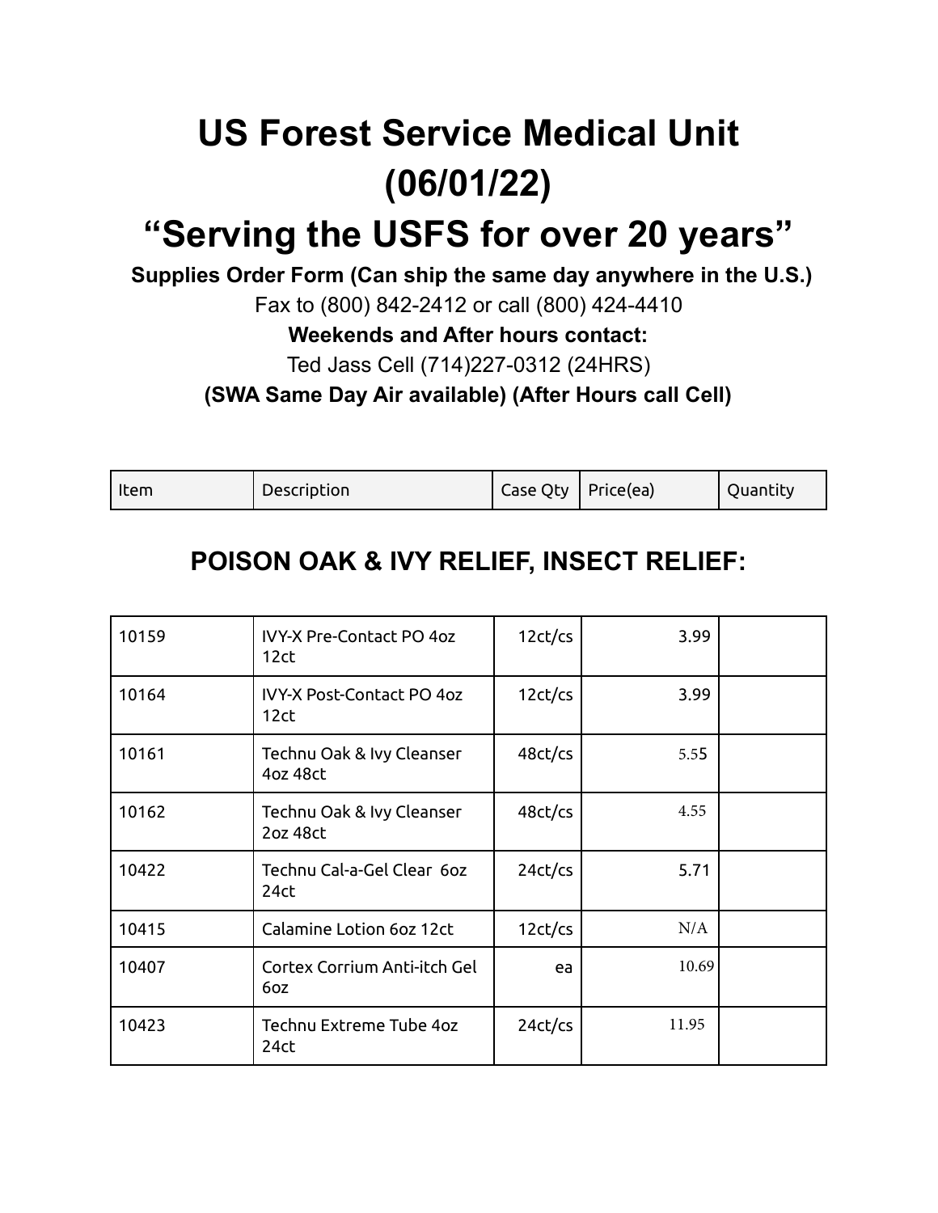# US Forest Service Medical Unit (06/01/22)

# "Serving the USFS for over 20 years"

**Supplies Order Form (Can ship the same day anywhere in the U.S.)**

Fax to (800) 842-2412 or call (800) 424-4410

**Weekends and After hours contact:**

Ted Jass Cell (714)227-0312 (24HRS)

**(SWA Same Day Air available) (After Hours call Cell)**

| Item | Description | Case Qty | Price(ea) | Quantity |
|---|---|---|---|---|

## POISON OAK & IVY RELIEF, INSECT RELIEF:

| Item | Description | Case Qty | Price(ea) | Quantity |
|---|---|---|---|---|
| 10159 | IVY-X Pre-Contact PO 4oz 12ct | 12ct/cs | 3.99 | |
| 10164 | IVY-X Post-Contact PO 4oz 12ct | 12ct/cs | 3.99 | |
| 10161 | Technu Oak & Ivy Cleanser 4oz 48ct | 48ct/cs | 5.55 | |
| 10162 | Technu Oak & Ivy Cleanser 2oz 48ct | 48ct/cs | 4.55 | |
| 10422 | Technu Cal-a-Gel Clear 6oz 24ct | 24ct/cs | 5.71 | |
| 10415 | Calamine Lotion 6oz 12ct | 12ct/cs | N/A | |
| 10407 | Cortex Corrium Anti-itch Gel 6oz | ea | 10.69 | |
| 10423 | Technu Extreme Tube 4oz 24ct | 24ct/cs | 11.95 | |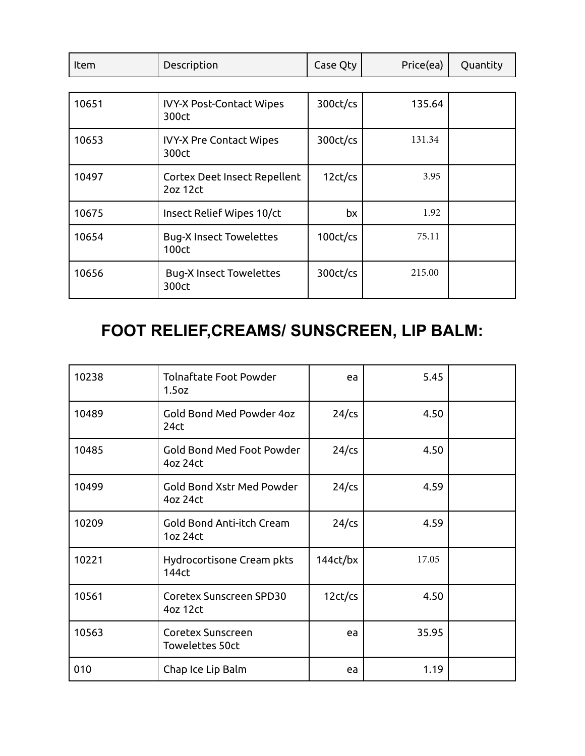| Item | Description | Case Qty | Price(ea) | Quantity |
|---|---|---|---|---|
| 10651 | IVY-X Post-Contact Wipes 300ct | 300ct/cs | 135.64 | |
| 10653 | IVY-X Pre Contact Wipes 300ct | 300ct/cs | 131.34 | |
| 10497 | Cortex Deet Insect Repellent 2oz 12ct | 12ct/cs | 3.95 | |
| 10675 | Insect Relief Wipes 10/ct | bx | 1.92 | |
| 10654 | Bug-X Insect Towelettes 100ct | 100ct/cs | 75.11 | |
| 10656 | Bug-X Insect Towelettes 300ct | 300ct/cs | 215.00 | |

## FOOT RELIEF,CREAMS/ SUNSCREEN, LIP BALM:

| Item | Description | Case Qty | Price(ea) | Quantity |
|---|---|---|---|---|
| 10238 | Tolnaftate Foot Powder 1.5oz | ea | 5.45 | |
| 10489 | Gold Bond Med Powder 4oz 24ct | 24/cs | 4.50 | |
| 10485 | Gold Bond Med Foot Powder 4oz 24ct | 24/cs | 4.50 | |
| 10499 | Gold Bond Xstr Med Powder 4oz 24ct | 24/cs | 4.59 | |
| 10209 | Gold Bond Anti-itch Cream 1oz 24ct | 24/cs | 4.59 | |
| 10221 | Hydrocortisone Cream pkts 144ct | 144ct/bx | 17.05 | |
| 10561 | Coretex Sunscreen SPD30 4oz 12ct | 12ct/cs | 4.50 | |
| 10563 | Coretex Sunscreen Towelettes 50ct | ea | 35.95 | |
| 010 | Chap Ice Lip Balm | ea | 1.19 | |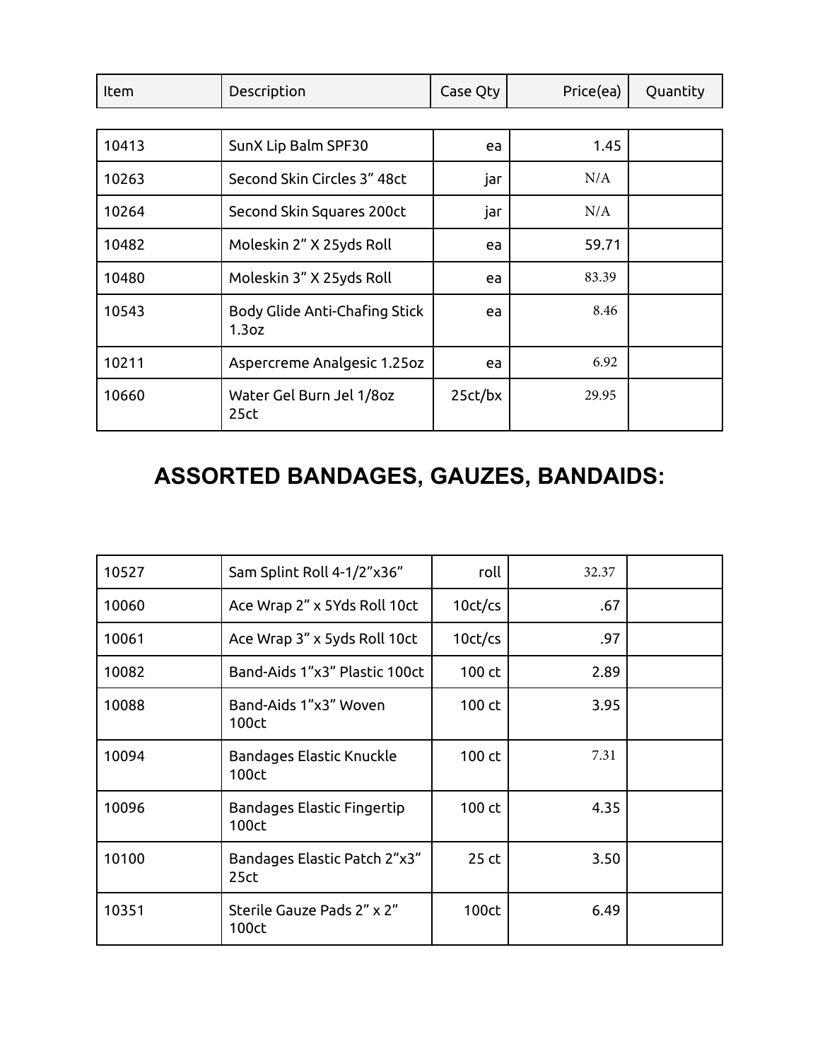| Item | Description | Case Qty | Price(ea) | Quantity |
|---|---|---|---|---|
| 10413 | SunX Lip Balm SPF30 | ea | 1.45 | |
| 10263 | Second Skin Circles 3” 48ct | jar | N/A | |
| 10264 | Second Skin Squares 200ct | jar | N/A | |
| 10482 | Moleskin 2” X 25yds Roll | ea | 59.71 | |
| 10480 | Moleskin 3” X 25yds Roll | ea | 83.39 | |
| 10543 | Body Glide Anti-Chafing Stick 1.3oz | ea | 8.46 | |
| 10211 | Aspercreme Analgesic 1.25oz | ea | 6.92 | |
| 10660 | Water Gel Burn Jel 1/8oz 25ct | 25ct/bx | 29.95 | |

## ASSORTED BANDAGES, GAUZES, BANDAIDS:

| Item | Description | Case Qty | Price(ea) | Quantity |
|---|---|---|---|---|
| 10527 | Sam Splint Roll 4-1/2”x36” | roll | 32.37 | |
| 10060 | Ace Wrap 2” x 5Yds Roll 10ct | 10ct/cs | .67 | |
| 10061 | Ace Wrap 3” x 5yds Roll 10ct | 10ct/cs | .97 | |
| 10082 | Band-Aids 1”x3” Plastic 100ct | 100 ct | 2.89 | |
| 10088 | Band-Aids 1”x3” Woven 100ct | 100 ct | 3.95 | |
| 10094 | Bandages Elastic Knuckle 100ct | 100 ct | 7.31 | |
| 10096 | Bandages Elastic Fingertip 100ct | 100 ct | 4.35 | |
| 10100 | Bandages Elastic Patch 2”x3” 25ct | 25 ct | 3.50 | |
| 10351 | Sterile Gauze Pads 2” x 2” 100ct | 100ct | 6.49 | |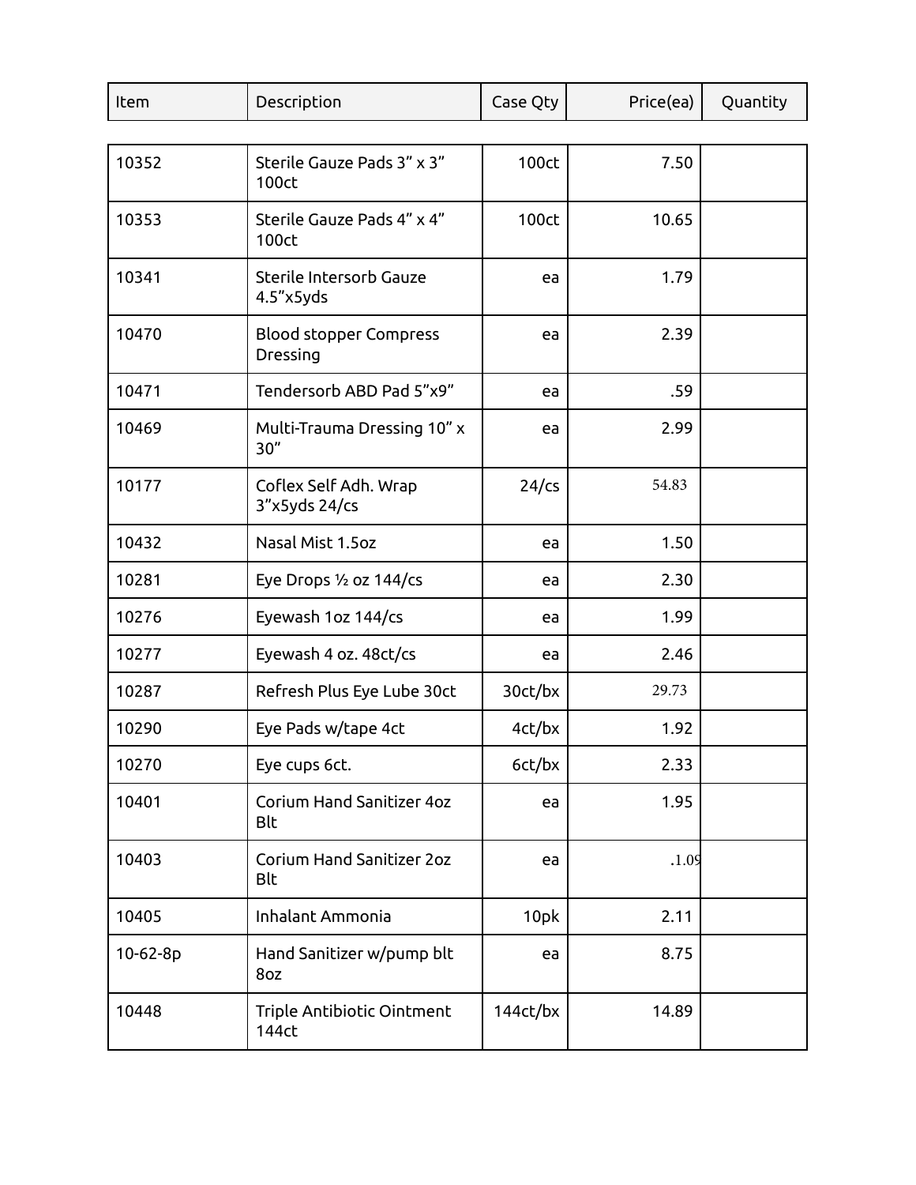| Item | Description | Case Qty | Price(ea) | Quantity |
|---|---|---|---|---|
| 10352 | Sterile Gauze Pads 3” x 3” 100ct | 100ct | 7.50 | |
| 10353 | Sterile Gauze Pads 4” x 4” 100ct | 100ct | 10.65 | |
| 10341 | Sterile Intersorb Gauze 4.5”x5yds | ea | 1.79 | |
| 10470 | Blood stopper Compress Dressing | ea | 2.39 | |
| 10471 | Tendersorb ABD Pad 5”x9” | ea | .59 | |
| 10469 | Multi-Trauma Dressing 10” x 30” | ea | 2.99 | |
| 10177 | Coflex Self Adh. Wrap 3”x5yds 24/cs | 24/cs | 54.83 | |
| 10432 | Nasal Mist 1.5oz | ea | 1.50 | |
| 10281 | Eye Drops ½ oz 144/cs | ea | 2.30 | |
| 10276 | Eyewash 1oz 144/cs | ea | 1.99 | |
| 10277 | Eyewash 4 oz. 48ct/cs | ea | 2.46 | |
| 10287 | Refresh Plus Eye Lube 30ct | 30ct/bx | 29.73 | |
| 10290 | Eye Pads w/tape 4ct | 4ct/bx | 1.92 | |
| 10270 | Eye cups 6ct. | 6ct/bx | 2.33 | |
| 10401 | Corium Hand Sanitizer 4oz Blt | ea | 1.95 | |
| 10403 | Corium Hand Sanitizer 2oz Blt | ea | .1.09 | |
| 10405 | Inhalant Ammonia | 10pk | 2.11 | |
| 10-62-8p | Hand Sanitizer w/pump blt 8oz | ea | 8.75 | |
| 10448 | Triple Antibiotic Ointment 144ct | 144ct/bx | 14.89 | |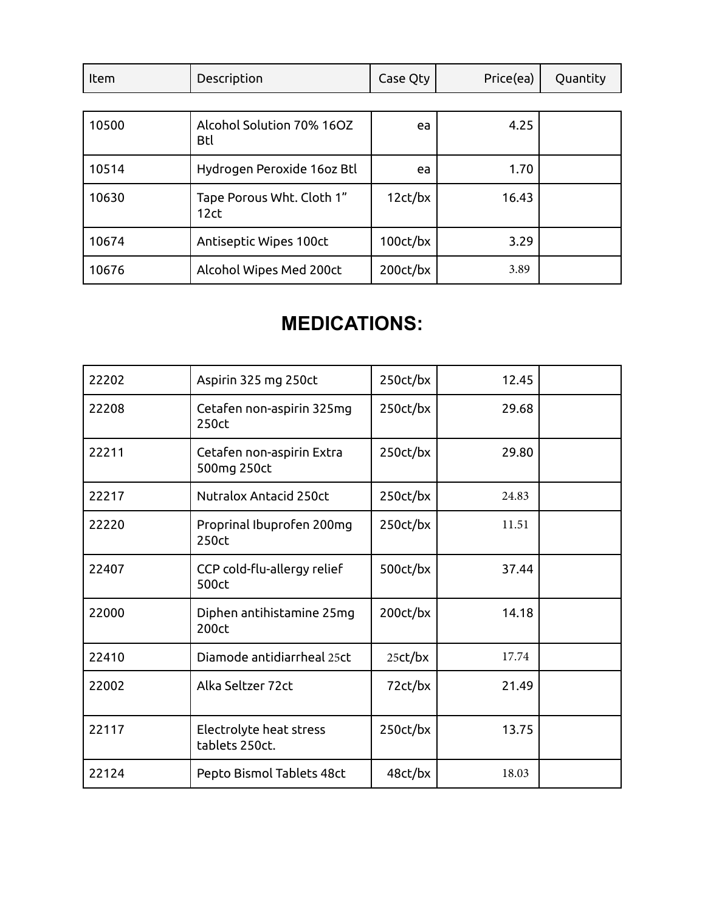| Item | Description | Case Qty | Price(ea) | Quantity |
|---|---|---|---|---|
| 10500 | Alcohol Solution 70% 16OZ Btl | ea | 4.25 | |
| 10514 | Hydrogen Peroxide 16oz Btl | ea | 1.70 | |
| 10630 | Tape Porous Wht. Cloth 1” 12ct | 12ct/bx | 16.43 | |
| 10674 | Antiseptic Wipes 100ct | 100ct/bx | 3.29 | |
| 10676 | Alcohol Wipes Med 200ct | 200ct/bx | 3.89 | |

## MEDICATIONS:

| Item | Description | Case Qty | Price(ea) | Quantity |
|---|---|---|---|---|
| 22202 | Aspirin 325 mg 250ct | 250ct/bx | 12.45 | |
| 22208 | Cetafen non-aspirin 325mg 250ct | 250ct/bx | 29.68 | |
| 22211 | Cetafen non-aspirin Extra 500mg 250ct | 250ct/bx | 29.80 | |
| 22217 | Nutralox Antacid 250ct | 250ct/bx | 24.83 | |
| 22220 | Proprinal Ibuprofen 200mg 250ct | 250ct/bx | 11.51 | |
| 22407 | CCP cold-flu-allergy relief 500ct | 500ct/bx | 37.44 | |
| 22000 | Diphen antihistamine 25mg 200ct | 200ct/bx | 14.18 | |
| 22410 | Diamode antidiarrheal 25ct | 25ct/bx | 17.74 | |
| 22002 | Alka Seltzer 72ct | 72ct/bx | 21.49 | |
| 22117 | Electrolyte heat stress tablets 250ct. | 250ct/bx | 13.75 | |
| 22124 | Pepto Bismol Tablets 48ct | 48ct/bx | 18.03 | |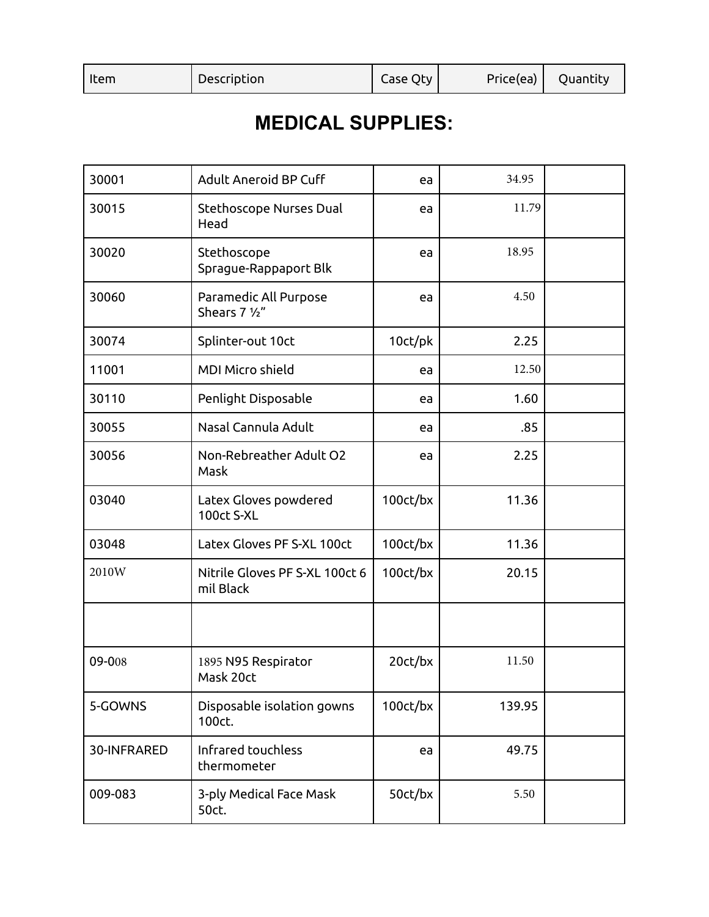| Item | Description | Case Qty | Price(ea) | Quantity |
|---|---|---|---|---|

## MEDICAL SUPPLIES:

| Item | Description | Case Qty | Price(ea) | Quantity |
|---|---|---|---|---|
| 30001 | Adult Aneroid BP Cuff | ea | 34.95 | |
| 30015 | Stethoscope Nurses Dual Head | ea | 11.79 | |
| 30020 | Stethoscope Sprague-Rappaport Blk | ea | 18.95 | |
| 30060 | Paramedic All Purpose Shears 7 ½" | ea | 4.50 | |
| 30074 | Splinter-out 10ct | 10ct/pk | 2.25 | |
| 11001 | MDI Micro shield | ea | 12.50 | |
| 30110 | Penlight Disposable | ea | 1.60 | |
| 30055 | Nasal Cannula Adult | ea | .85 | |
| 30056 | Non-Rebreather Adult O2 Mask | ea | 2.25 | |
| 03040 | Latex Gloves powdered 100ct S-XL | 100ct/bx | 11.36 | |
| 03048 | Latex Gloves PF S-XL 100ct | 100ct/bx | 11.36 | |
| 2010W | Nitrile Gloves PF S-XL 100ct 6 mil Black | 100ct/bx | 20.15 | |
| | | | | |
| 09-008 | 1895 N95 Respirator Mask 20ct | 20ct/bx | 11.50 | |
| 5-GOWNS | Disposable isolation gowns 100ct. | 100ct/bx | 139.95 | |
| 30-INFRARED | Infrared touchless thermometer | ea | 49.75 | |
| 009-083 | 3-ply Medical Face Mask 50ct. | 50ct/bx | 5.50 | |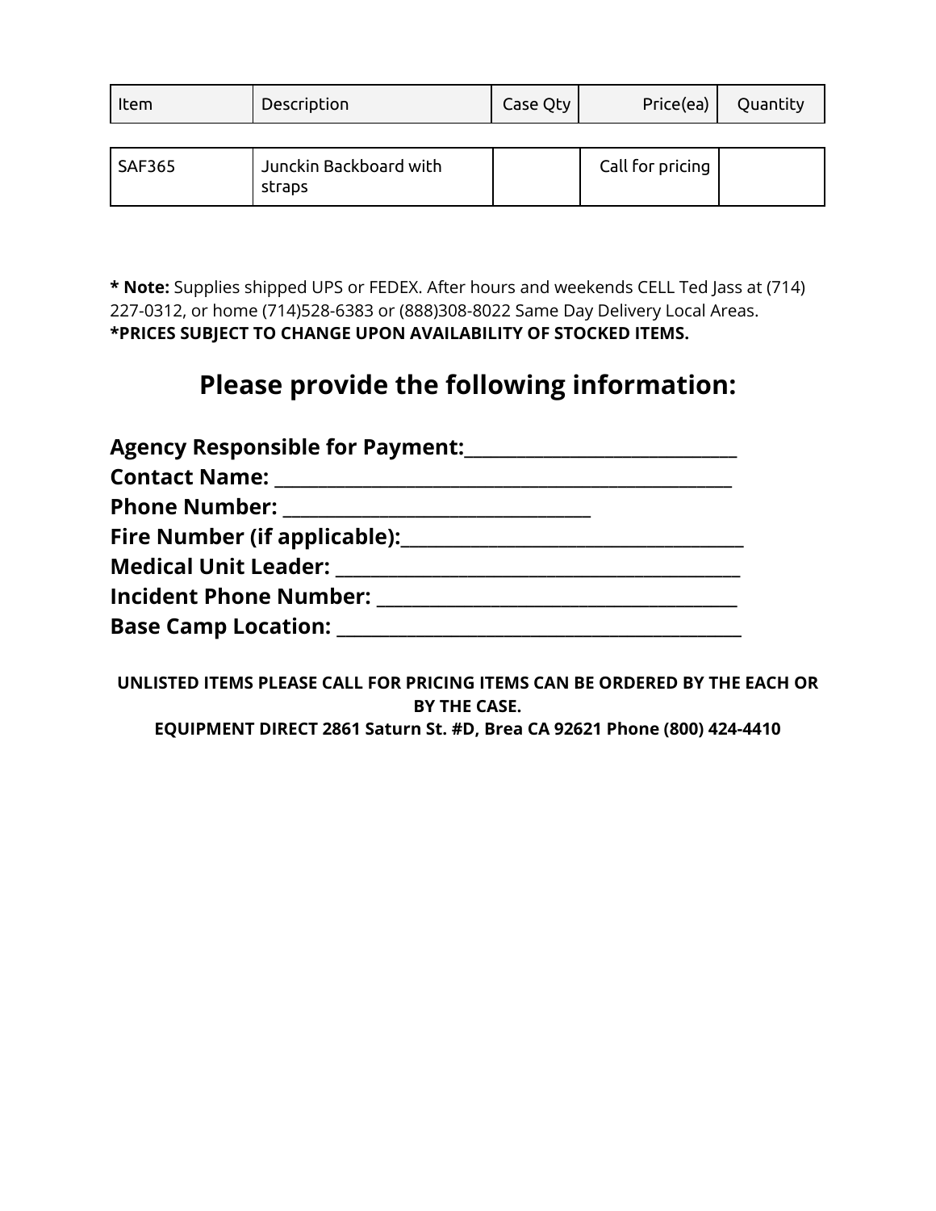| Item | Description | Case Qty | Price(ea) | Quantity |
|---|---|---|---|---|
| SAF365 | Junckin Backboard with straps | | Call for pricing | |

**\* Note:** Supplies shipped UPS or FEDEX. After hours and weekends CELL Ted Jass at (714) 227-0312, or home (714)528-6383 or (888)308-8022 Same Day Delivery Local Areas.
**\*PRICES SUBJECT TO CHANGE UPON AVAILABILITY OF STOCKED ITEMS.**

## Please provide the following information:

**Agency Responsible for Payment:**______________________________
**Contact Name:** ___________________________________________________
**Phone Number:** _________________________________
**Fire Number (if applicable):**_____________________________________
**Medical Unit Leader:** ____________________________________________
**Incident Phone Number:** _______________________________________
**Base Camp Location:** ____________________________________________

**UNLISTED ITEMS PLEASE CALL FOR PRICING ITEMS CAN BE ORDERED BY THE EACH OR BY THE CASE.**
**EQUIPMENT DIRECT 2861 Saturn St. #D, Brea CA 92621 Phone (800) 424-4410**